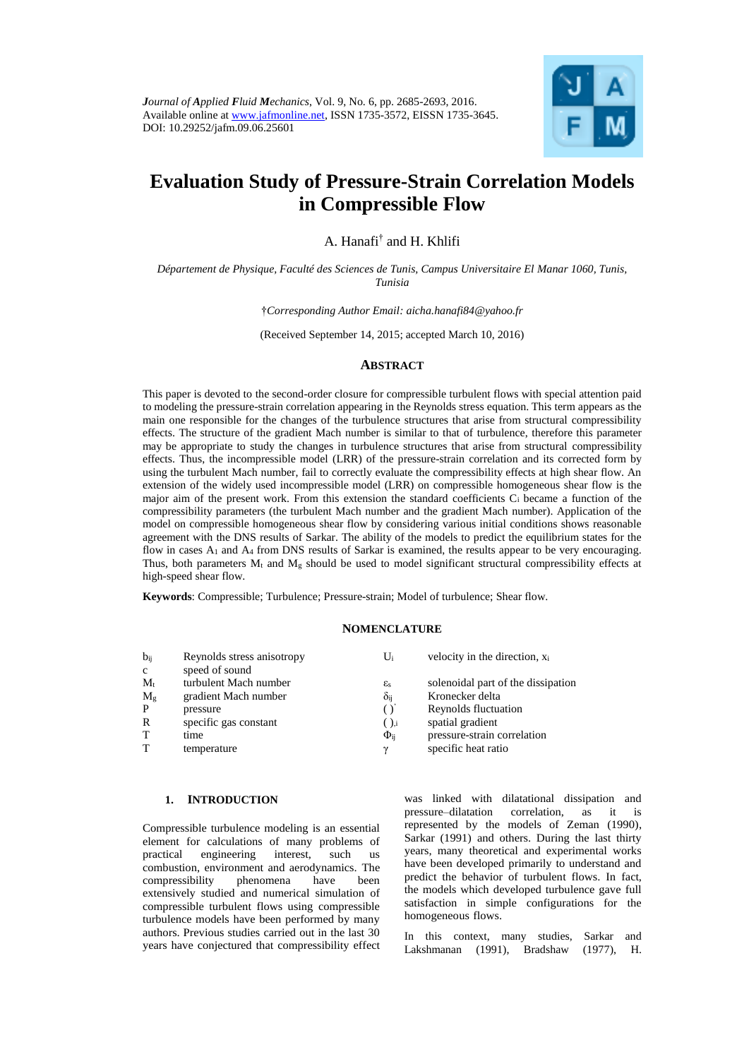*Journal of Applied Fluid Mechanics*, Vol. 9, No. 6, pp. 2685-2693, 2016.
Available online at www.jafmonline.net, ISSN 1735-3572, EISSN 1735-3645.
DOI: 10.29252/jafm.09.06.25601

# Evaluation Study of Pressure-Strain Correlation Models in Compressible Flow

A. Hanafi† and H. Khlifi

*Département de Physique, Faculté des Sciences de Tunis, Campus Universitaire El Manar 1060, Tunis, Tunisia*

†*Corresponding Author Email: aicha.hanafi84@yahoo.fr*

(Received September 14, 2015; accepted March 10, 2016)

## ABSTRACT

This paper is devoted to the second-order closure for compressible turbulent flows with special attention paid to modeling the pressure-strain correlation appearing in the Reynolds stress equation. This term appears as the main one responsible for the changes of the turbulence structures that arise from structural compressibility effects. The structure of the gradient Mach number is similar to that of turbulence, therefore this parameter may be appropriate to study the changes in turbulence structures that arise from structural compressibility effects. Thus, the incompressible model (LRR) of the pressure-strain correlation and its corrected form by using the turbulent Mach number, fail to correctly evaluate the compressibility effects at high shear flow. An extension of the widely used incompressible model (LRR) on compressible homogeneous shear flow is the major aim of the present work. From this extension the standard coefficients $C_i$ became a function of the compressibility parameters (the turbulent Mach number and the gradient Mach number). Application of the model on compressible homogeneous shear flow by considering various initial conditions shows reasonable agreement with the DNS results of Sarkar. The ability of the models to predict the equilibrium states for the flow in cases $A_1$ and $A_4$ from DNS results of Sarkar is examined, the results appear to be very encouraging. Thus, both parameters $M_t$ and $M_g$ should be used to model significant structural compressibility effects at high-speed shear flow.

**Keywords**: Compressible; Turbulence; Pressure-strain; Model of turbulence; Shear flow.

## NOMENCLATURE

| | | | |
|---|---|---|---|
| $b_{ij}$ | Reynolds stress anisotropy | $U_i$ | velocity in the direction, $x_i$ |
| c | speed of sound | | |
| $M_t$ | turbulent Mach number | $\varepsilon_s$ | solenoidal part of the dissipation |
| $M_g$ | gradient Mach number | $\delta_{ij}$ | Kronecker delta |
| P | pressure | $()'$ | Reynolds fluctuation |
| R | specific gas constant | $()_{,i}$ | spatial gradient |
| T | time | $\Phi_{ij}$ | pressure-strain correlation |
| T | temperature | $\gamma$ | specific heat ratio |

## 1. INTRODUCTION

Compressible turbulence modeling is an essential element for calculations of many problems of practical engineering interest, such us combustion, environment and aerodynamics. The compressibility phenomena have been extensively studied and numerical simulation of compressible turbulent flows using compressible turbulence models have been performed by many authors. Previous studies carried out in the last 30 years have conjectured that compressibility effect was linked with dilatational dissipation and pressure–dilatation correlation, as it is represented by the models of Zeman (1990), Sarkar (1991) and others. During the last thirty years, many theoretical and experimental works have been developed primarily to understand and predict the behavior of turbulent flows. In fact, the models which developed turbulence gave full satisfaction in simple configurations for the homogeneous flows.

In this context, many studies, Sarkar and Lakshmanan (1991), Bradshaw (1977), H.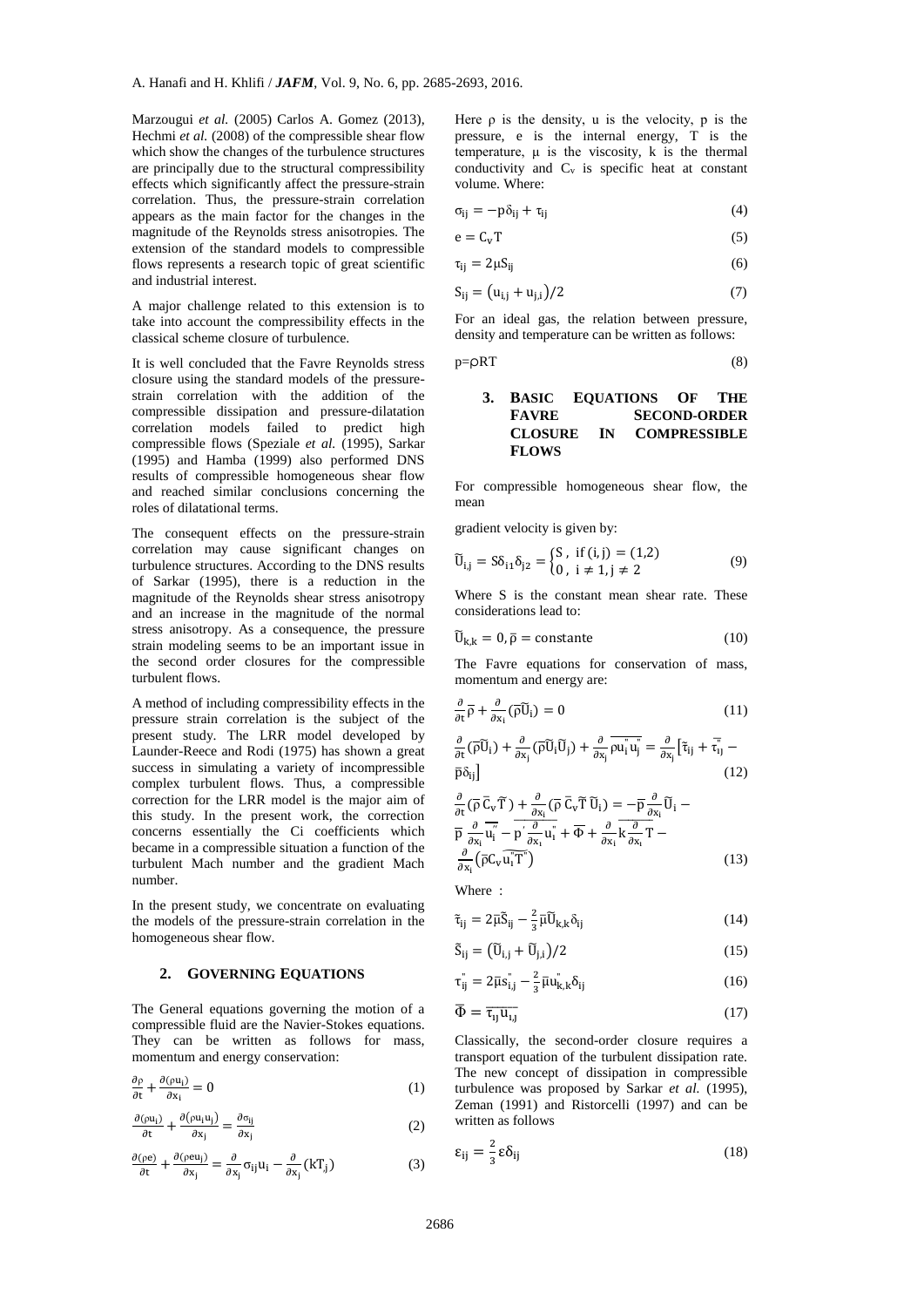Marzougui *et al.* (2005) Carlos A. Gomez (2013), Hechmi *et al.* (2008) of the compressible shear flow which show the changes of the turbulence structures are principally due to the structural compressibility effects which significantly affect the pressure-strain correlation. Thus, the pressure-strain correlation appears as the main factor for the changes in the magnitude of the Reynolds stress anisotropies. The extension of the standard models to compressible flows represents a research topic of great scientific and industrial interest.

A major challenge related to this extension is to take into account the compressibility effects in the classical scheme closure of turbulence.

It is well concluded that the Favre Reynolds stress closure using the standard models of the pressure-strain correlation with the addition of the compressible dissipation and pressure-dilatation correlation models failed to predict high compressible flows (Speziale *et al.* (1995), Sarkar (1995) and Hamba (1999) also performed DNS results of compressible homogeneous shear flow and reached similar conclusions concerning the roles of dilatational terms.

The consequent effects on the pressure-strain correlation may cause significant changes on turbulence structures. According to the DNS results of Sarkar (1995), there is a reduction in the magnitude of the Reynolds shear stress anisotropy and an increase in the magnitude of the normal stress anisotropy. As a consequence, the pressure strain modeling seems to be an important issue in the second order closures for the compressible turbulent flows.

A method of including compressibility effects in the pressure strain correlation is the subject of the present study. The LRR model developed by Launder-Reece and Rodi (1975) has shown a great success in simulating a variety of incompressible complex turbulent flows. Thus, a compressible correction for the LRR model is the major aim of this study. In the present work, the correction concerns essentially the Ci coefficients which became in a compressible situation a function of the turbulent Mach number and the gradient Mach number.

In the present study, we concentrate on evaluating the models of the pressure-strain correlation in the homogeneous shear flow.

## 2. GOVERNING EQUATIONS

The General equations governing the motion of a compressible fluid are the Navier-Stokes equations. They can be written as follows for mass, momentum and energy conservation:

$$\frac{\partial \rho}{\partial t} + \frac{\partial(\rho u_i)}{\partial x_i} = 0 \tag{1}$$

$$\frac{\partial(\rho u_i)}{\partial t} + \frac{\partial(\rho u_i u_j)}{\partial x_j} = \frac{\partial \sigma_{ij}}{\partial x_j} \tag{2}$$

$$\frac{\partial(\rho e)}{\partial t} + \frac{\partial(\rho e u_j)}{\partial x_j} = \frac{\partial}{\partial x_j}\sigma_{ij}u_i - \frac{\partial}{\partial x_j}(kT_{,j}) \tag{3}$$

Here ρ is the density, u is the velocity, p is the pressure, e is the internal energy, T is the temperature, μ is the viscosity, k is the thermal conductivity and $C_v$ is specific heat at constant volume. Where:

$$\sigma_{ij} = -p\delta_{ij} + \tau_{ij} \tag{4}$$

$$e = C_v T \tag{5}$$

$$\tau_{ij} = 2\mu S_{ij} \tag{6}$$

$$S_{ij} = \left(u_{i,j} + u_{j,i}\right)/2 \tag{7}$$

For an ideal gas, the relation between pressure, density and temperature can be written as follows:

$$p = \rho RT \tag{8}$$

## 3. BASIC EQUATIONS OF THE FAVRE SECOND-ORDER CLOSURE IN COMPRESSIBLE FLOWS

For compressible homogeneous shear flow, the mean

gradient velocity is given by:

$$\widetilde{U}_{i,j} = S\delta_{i1}\delta_{j2} = \begin{cases} S\,, & \text{if } (i,j) = (1,2) \\ 0\,, & i \neq 1, j \neq 2 \end{cases} \tag{9}$$

Where S is the constant mean shear rate. These considerations lead to:

$$\widetilde{U}_{k,k} = 0, \bar{\rho} = \text{constante} \tag{10}$$

The Favre equations for conservation of mass, momentum and energy are:

$$\frac{\partial}{\partial t}\bar{\rho} + \frac{\partial}{\partial x_i}(\bar{\rho}\widetilde{U}_i) = 0 \tag{11}$$

$$\frac{\partial}{\partial t}(\bar{\rho}\widetilde{U}_i) + \frac{\partial}{\partial x_j}(\bar{\rho}\widetilde{U}_i\widetilde{U}_j) + \frac{\partial}{\partial x_j}\overline{\rho u_i^{"} u_j^{"}} = \frac{\partial}{\partial x_j}\left[\tilde{\tau}_{ij} + \overline{\tau_{ij}^{"}} - \bar{p}\delta_{ij}\right] \tag{12}$$

$$\frac{\partial}{\partial t}(\bar{\rho}\,\bar{C}_v\widetilde{T}) + \frac{\partial}{\partial x_i}(\bar{\rho}\,\bar{C}_v\widetilde{T}\,\widetilde{U}_i) = -\bar{p}\frac{\partial}{\partial x_i}\widetilde{U}_i - \bar{p}\,\frac{\partial}{\partial x_i}\overline{u_i^{"}} - \overline{p^{'}\frac{\partial}{\partial x_i}u_i^{"}} + \bar{\Phi} + \frac{\partial}{\partial x_i}\overline{k\frac{\partial}{\partial x_i}T} - \frac{\partial}{\partial x_i}\left(\bar{\rho}C_v\widetilde{u_i^{"}T^{"}}\right) \tag{13}$$

Where :

$$\tilde{\tau}_{ij} = 2\bar{\mu}\widetilde{S}_{ij} - \frac{2}{3}\bar{\mu}\widetilde{U}_{k,k}\delta_{ij} \tag{14}$$

$$\widetilde{S}_{ij} = \left(\widetilde{U}_{i,j} + \widetilde{U}_{j,i}\right)/2 \tag{15}$$

$$\tau_{ij}^{"} = 2\bar{\mu}s_{i,j}^{"} - \frac{2}{3}\bar{\mu}u_{k,k}^{"}\delta_{ij} \tag{16}$$

$$\bar{\Phi} = \overline{\tau_{ij}u_{i,j}} \tag{17}$$

Classically, the second-order closure requires a transport equation of the turbulent dissipation rate. The new concept of dissipation in compressible turbulence was proposed by Sarkar *et al.* (1995), Zeman (1991) and Ristorcelli (1997) and can be written as follows

$$\varepsilon_{ij} = \frac{2}{3}\varepsilon\delta_{ij} \tag{18}$$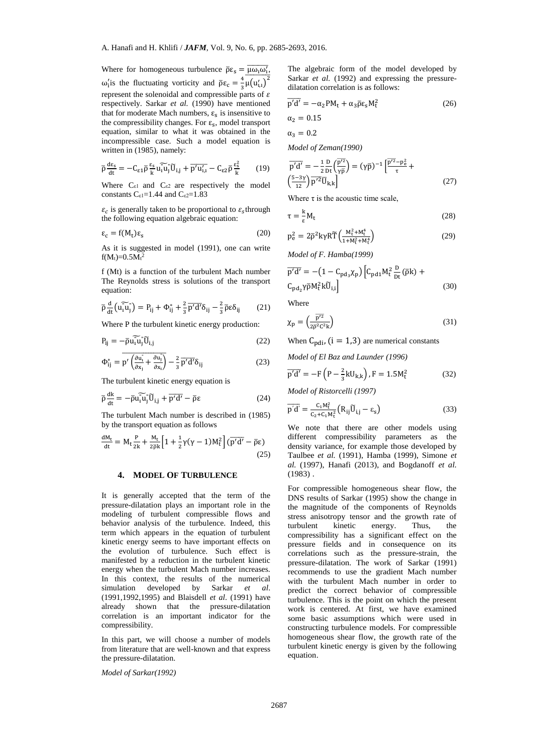Where for homogeneous turbulence $\bar{\rho}\varepsilon_s = \overline{\mu\omega_i\omega_i'}$, $\omega_i'$is the fluctuating vorticity and $\bar{\rho}\varepsilon_c = \frac{4}{3}\mu\left(\overline{u_{i,i}'}\right)^2$ represent the solenoidal and compressible parts of $\varepsilon$ respectively. Sarkar *et al.* (1990) have mentioned that for moderate Mach numbers, $\varepsilon_s$ is insensitive to the compressibility changes. For $\varepsilon_s$, model transport equation, similar to what it was obtained in the incompressible case. Such a model equation is written in (1985), namely:

$$\bar{\rho}\frac{d\varepsilon_s}{dt} = -C_{\varepsilon 1}\bar{\rho}\frac{\varepsilon_s}{k}\widetilde{u_i''u_j''}\widetilde{U}_{i,j} + \overline{p'u_{l,l}'} - C_{\varepsilon 2}\bar{\rho}\frac{\varepsilon_s^2}{k} \tag{19}$$

Where $C_{\varepsilon 1}$ and $C_{\varepsilon 2}$ are respectively the model constants $C_{\varepsilon 1}$=1.44 and $C_{\varepsilon 2}$=1.83

$\varepsilon_c$ is generally taken to be proportional to $\varepsilon_s$ through the following equation algebraic equation:

$$\varepsilon_c = f(M_t)\varepsilon_s \tag{20}$$

As it is suggested in model (1991), one can write $f(M_t)=0.5M_t^2$

f (Mt) is a function of the turbulent Mach number The Reynolds stress is solutions of the transport equation:

$$\bar{\rho}\frac{d}{dt}\left(\widetilde{u_i''u_j''}\right) = P_{ij} + \Phi_{ij}^* + \frac{2}{3}\overline{p'd'}\delta_{ij} - \frac{2}{3}\bar{\rho}\varepsilon\delta_{ij} \tag{21}$$

Where P the turbulent kinetic energy production:

$$P_{ij} = -\bar{\rho}\widetilde{u_i''u_j''}\widetilde{U}_{i,j} \tag{22}$$

$$\Phi_{ij}^* = \overline{p'\left(\frac{\partial u_i''}{\partial x_j} + \frac{\partial u_j''}{\partial x_i}\right)} - \frac{2}{3}\overline{p'd'}\delta_{ij} \tag{23}$$

The turbulent kinetic energy equation is

$$\bar{\rho}\frac{dk}{dt} = -\bar{\rho}\widetilde{u_i''u_j''}\widetilde{U}_{i,j} + \overline{p'd'} - \bar{\rho}\varepsilon \tag{24}$$

The turbulent Mach number is described in (1985) by the transport equation as follows

$$\frac{dM_t}{dt} = M_t\frac{P}{2k} + \frac{M_t}{2\bar{\rho}k}\left[1 + \frac{1}{2}\gamma(\gamma-1)M_t^2\right]\left(\overline{p'd'} - \bar{\rho}\varepsilon\right) \tag{25}$$

## 4. MODEL OF TURBULENCE

It is generally accepted that the term of the pressure-dilatation plays an important role in the modeling of turbulent compressible flows and behavior analysis of the turbulence. Indeed, this term which appears in the equation of turbulent kinetic energy seems to have important effects on the evolution of turbulence. Such effect is manifested by a reduction in the turbulent kinetic energy when the turbulent Mach number increases. In this context, the results of the numerical simulation developed by Sarkar *et al*. (1991,1992,1995) and Blaisdell *et al*. (1991) have already shown that the pressure-dilatation correlation is an important indicator for the compressibility.

In this part, we will choose a number of models from literature that are well-known and that express the pressure-dilatation.

*Model of Sarkar(1992)*

The algebraic form of the model developed by Sarkar *et al.* (1992) and expressing the pressure-dilatation correlation is as follows:

$$\overline{p'd'} = -\alpha_2 PM_t + \alpha_3\bar{\rho}\varepsilon_s M_t^2 \tag{26}$$

$$\alpha_2 = 0.15$$

$$\alpha_3 = 0.2$$

*Model of Zeman(1990)*

$$\overline{p'd'} = -\frac{1}{2}\frac{D}{Dt}\left(\frac{\overline{p'^2}}{\gamma\bar{p}}\right) = (\gamma\bar{p})^{-1}\left[\frac{\overline{p'^2} - p_e^2}{\tau} + \left(\frac{5-3\gamma}{12}\right)\overline{p'^2}\widetilde{U}_{k,k}\right] \tag{27}$$

Where $\tau$ is the acoustic time scale,

$$\tau = \frac{k}{\varepsilon}M_t \tag{28}$$

$$p_e^2 = 2\bar{\rho}^2 k\gamma R\widetilde{T}\left(\frac{M_t^2 + M_t^4}{1 + M_t^2 + M_t^4}\right) \tag{29}$$

*Model of F. Hamba(1999)*

$$\overline{p'd'} = -\left(1 - C_{pd_3}\chi_p\right)\left[C_{pd1}M_t^2\frac{D}{Dt}(\bar{\rho}k) + C_{pd_2}\gamma\bar{\rho}M_t^2 k\widetilde{U}_{i,i}\right] \tag{30}$$

Where

$$\chi_p = \left(\frac{\overline{p'^2}}{2\bar{\rho}^2 C^2 k}\right) \tag{31}$$

When $C_{pdi}$, $(i = 1{,}3)$ are numerical constants

*Model of El Baz and Launder (1996)*

$$\overline{p'd'} = -F\left(P - \frac{2}{3}kU_{k,k}\right), F = 1.5M_t^2 \tag{32}$$

*Model of Ristorcelli (1997)*

$$\overline{p'd'} = \frac{C_1 M_t^2}{C_2 + C_1 M_t^2}\left(R_{ij}\widetilde{U}_{i,j} - \varepsilon_s\right) \tag{33}$$

We note that there are other models using different compressibility parameters as the density variance, for example those developed by Taulbee *et al.* (1991), Hamba (1999), Simone *et al.* (1997), Hanafi (2013), and Bogdanoff *et al.* (1983) .

For compressible homogeneous shear flow, the DNS results of Sarkar (1995) show the change in the magnitude of the components of Reynolds stress anisotropy tensor and the growth rate of turbulent kinetic energy. Thus, the compressibility has a significant effect on the pressure fields and in consequence on its correlations such as the pressure-strain, the pressure-dilatation. The work of Sarkar (1991) recommends to use the gradient Mach number with the turbulent Mach number in order to predict the correct behavior of compressible turbulence. This is the point on which the present work is centered. At first, we have examined some basic assumptions which were used in constructing turbulence models. For compressible homogeneous shear flow, the growth rate of the turbulent kinetic energy is given by the following equation.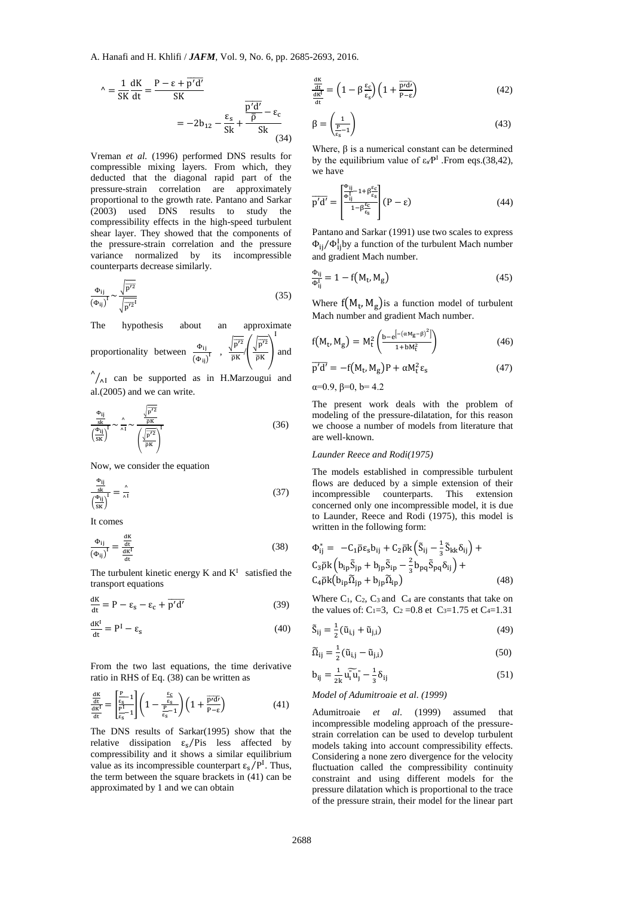$$\wedge = \frac{1}{SK}\frac{dK}{dt} = \frac{P - \varepsilon + \overline{p'd'}}{SK} = -2b_{12} - \frac{\varepsilon_s}{Sk} + \frac{\frac{\overline{p'd'}}{\bar{\rho}} - \varepsilon_c}{Sk} \tag{34}$$

Vreman *et al.* (1996) performed DNS results for compressible mixing layers. From which, they deducted that the diagonal rapid part of the pressure-strain correlation are approximately proportional to the growth rate. Pantano and Sarkar (2003) used DNS results to study the compressibility effects in the high-speed turbulent shear layer. They showed that the components of the pressure-strain correlation and the pressure variance normalized by its incompressible counterparts decrease similarly.

$$\frac{\Phi_{ij}}{(\Phi_{ij})^{I}} \sim \frac{\sqrt{\overline{p'^2}}}{\sqrt{\overline{p'^2}^{I}}} \tag{35}$$

The hypothesis about an approximate proportionality between $\frac{\Phi_{ij}}{(\Phi_{ij})^{I}}$ , $\frac{\sqrt{\overline{p'^2}}}{\bar{\rho}K} \Big/ \left(\frac{\sqrt{\overline{p'^2}}}{\bar{\rho}K}\right)^{I}$ and $\wedge / _{\wedge I}$ can be supported as in H.Marzougui and al.(2005) and we can write.

$$\frac{\frac{\Phi_{ij}}{sk}}{\left(\frac{\Phi_{ij}}{sK}\right)^{I}} \sim \frac{\wedge}{\wedge_{I}} \sim \frac{\frac{\sqrt{\overline{p'^2}}}{\bar{\rho}K}}{\left(\frac{\sqrt{\overline{p'^2}}}{\bar{\rho}K}\right)^{I}} \tag{36}$$

Now, we consider the equation

$$\frac{\frac{\Phi_{ij}}{sk}}{\left(\frac{\Phi_{ij}}{sK}\right)^{I}} = \frac{\wedge}{\wedge_{I}} \tag{37}$$

It comes

$$\frac{\Phi_{ij}}{(\Phi_{ij})^{I}} = \frac{\frac{dK}{dt}}{\frac{dK^{I}}{dt}} \tag{38}$$

The turbulent kinetic energy K and $K^{I}$ satisfied the transport equations

$$\frac{dK}{dt} = P - \varepsilon_s - \varepsilon_c + \overline{p'd'} \tag{39}$$

$$\frac{dK^{I}}{dt} = P^{I} - \varepsilon_s \tag{40}$$

From the two last equations, the time derivative ratio in RHS of Eq. (38) can be written as

$$\frac{\frac{dK}{dt}}{\frac{dK^{I}}{dt}} = \left[\frac{\frac{P}{\varepsilon_s} - 1}{\frac{P^{I}}{\varepsilon_s} - 1}\right]\left(1 - \frac{\frac{\varepsilon_c}{\varepsilon_s}}{\frac{P}{\varepsilon_s} - 1}\right)\left(1 + \frac{\overline{p'd'}}{P - \varepsilon}\right) \tag{41}$$

The DNS results of Sarkar(1995) show that the relative dissipation $\varepsilon_s/P$is less affected by compressibility and it shows a similar equilibrium value as its incompressible counterpart $\varepsilon_s/P^{I}$. Thus, the term between the square brackets in (41) can be approximated by 1 and we can obtain

$$\frac{\frac{dK}{dt}}{\frac{dK^{I}}{dt}} = \left(1 - \beta\frac{\varepsilon_c}{\varepsilon_s}\right)\left(1 + \frac{\overline{p'd'}}{P - \varepsilon}\right) \tag{42}$$

$$\beta = \left(\frac{1}{\frac{P}{\varepsilon_s} - 1}\right) \tag{43}$$

Where, β is a numerical constant can be determined by the equilibrium value of $\varepsilon_s/P^{I}$ .From eqs.(38,42), we have

$$\overline{p'd'} = \left[\frac{\frac{\Phi_{ij}}{\Phi_{ij}^{I}} - 1 + \beta\frac{\varepsilon_c}{\varepsilon_s}}{1 - \beta\frac{\varepsilon_c}{\varepsilon_s}}\right](P - \varepsilon) \tag{44}$$

Pantano and Sarkar (1991) use two scales to express $\Phi_{ij}/\Phi_{ij}^{I}$by a function of the turbulent Mach number and gradient Mach number.

$$\frac{\Phi_{ij}}{\Phi_{ij}^{I}} = 1 - f(M_t, M_g) \tag{45}$$

Where $f(M_t, M_g)$is a function model of turbulent Mach number and gradient Mach number.

$$f(M_t, M_g) = M_t^2\left(\frac{b - e^{\left[-(\alpha M_g - \beta)^2\right]}}{1 + bM_t^2}\right) \tag{46}$$

$$\overline{p'd'} = -f(M_t, M_g)P + \alpha M_t^2 \varepsilon_s \tag{47}$$

α=0.9, β=0, b= 4.2

The present work deals with the problem of modeling of the pressure-dilatation, for this reason we choose a number of models from literature that are well-known.

*Launder Reece and Rodi(1975)*

The models established in compressible turbulent flows are deduced by a simple extension of their incompressible counterparts. This extension concerned only one incompressible model, it is due to Launder, Reece and Rodi (1975), this model is written in the following form:

$$\Phi_{ij}^{*} = -C_1\bar{\rho}\varepsilon_s b_{ij} + C_2\bar{\rho}k\left(\tilde{S}_{ij} - \frac{1}{3}\tilde{S}_{kk}\delta_{ij}\right) + C_3\bar{\rho}k\left(b_{ip}\tilde{S}_{jp} + b_{jp}\tilde{S}_{ip} - \frac{2}{3}b_{pq}\tilde{S}_{pq}\delta_{ij}\right) + C_4\bar{\rho}k\left(b_{ip}\tilde{\Omega}_{jp} + b_{jp}\tilde{\Omega}_{ip}\right) \tag{48}$$

Where $C_1$, $C_2$, $C_3$ and $C_4$ are constants that take on the values of: $C_1$=3, $C_2$ =0.8 et $C_3$=1.75 et $C_4$=1.31

$$\tilde{S}_{ij} = \frac{1}{2}(\tilde{u}_{i,j} + \tilde{u}_{j,i}) \tag{49}$$

$$\tilde{\Omega}_{ij} = \frac{1}{2}(\tilde{u}_{i,j} - \tilde{u}_{j,i}) \tag{50}$$

$$b_{ij} = \frac{1}{2k}\widetilde{u_i^{"}u_j^{"}} - \frac{1}{3}\delta_{ij} \tag{51}$$

*Model of Adumitroaie et al. (1999)*

Adumitroaie *et al*. (1999) assumed that incompressible modeling approach of the pressure-strain correlation can be used to develop turbulent models taking into account compressibility effects. Considering a none zero divergence for the velocity fluctuation called the compressibility continuity constraint and using different models for the pressure dilatation which is proportional to the trace of the pressure strain, their model for the linear part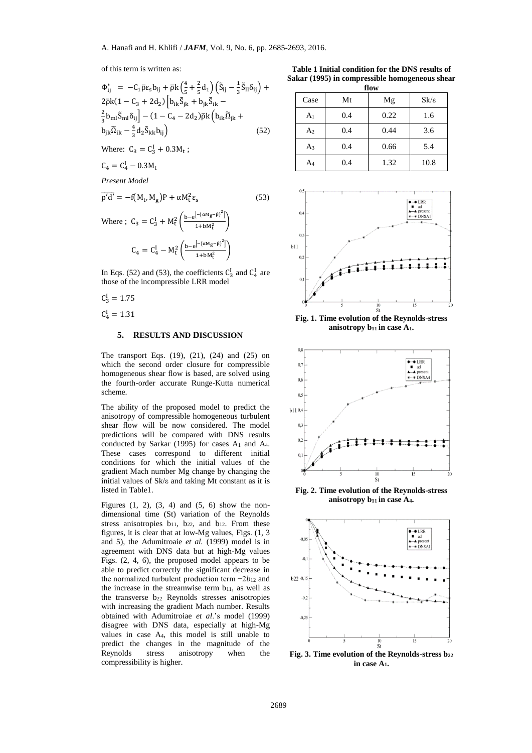of this term is written as:

$$\Phi_{ij}^{*} = -C_1\bar{\rho}\varepsilon_s b_{ij} + \bar{\rho}k\left(\frac{4}{5}+\frac{2}{5}d_1\right)\left(\tilde{S}_{ij}-\frac{1}{3}\tilde{S}_{ll}\delta_{ij}\right) + 2\bar{\rho}k(1-C_3+2d_2)\left[b_{ik}\tilde{S}_{jk}+b_{jk}\tilde{S}_{ik}-\frac{2}{3}b_{ml}\tilde{S}_{ml}\delta_{ij}\right] - (1-C_4-2d_2)\bar{\rho}k\left(b_{ik}\tilde{\Omega}_{jk}+b_{jk}\tilde{\Omega}_{ik}-\frac{4}{3}d_2\tilde{S}_{kk}b_{ij}\right) \quad (52)$$

Where: $C_3 = C_3^I + 0.3M_t$ ;

$C_4 = C_4^I - 0.3M_t$

*Present Model*

$$\overline{p'd'} = -f(M_t, M_g)P + \alpha M_t^2 \varepsilon_s \quad (53)$$

Where ; $C_3 = C_3^I + M_t^2\left(\frac{b-e^{\left[-(\alpha M_g-\beta)^2\right]}}{1+bM_t^2}\right)$

$$C_4 = C_4^I - M_t^2\left(\frac{b-e^{\left[-(\alpha M_g-\beta)^2\right]}}{1+bM_t^2}\right)$$

In Eqs. (52) and (53), the coefficients $C_3^I$ and $C_4^I$ are those of the incompressible LRR model

$C_3^I = 1.75$

$C_4^I = 1.31$

## 5. RESULTS AND DISCUSSION

The transport Eqs. (19), (21), (24) and (25) on which the second order closure for compressible homogeneous shear flow is based, are solved using the fourth-order accurate Runge-Kutta numerical scheme.

The ability of the proposed model to predict the anisotropy of compressible homogeneous turbulent shear flow will be now considered. The model predictions will be compared with DNS results conducted by Sarkar (1995) for cases $A_1$ and $A_4$. These cases correspond to different initial conditions for which the initial values of the gradient Mach number Mg change by changing the initial values of $Sk/\varepsilon$ and taking Mt constant as it is listed in Table1.

Figures (1, 2), (3, 4) and (5, 6) show the non-dimensional time (St) variation of the Reynolds stress anisotropies $b_{11}$, $b_{22}$, and $b_{12}$. From these figures, it is clear that at low-Mg values, Figs. (1, 3 and 5), the Adumitroaie *et al.* (1999) model is in agreement with DNS data but at high-Mg values Figs. (2, 4, 6), the proposed model appears to be able to predict correctly the significant decrease in the normalized turbulent production term $-2b_{12}$ and the increase in the streamwise term $b_{11}$, as well as the transverse $b_{22}$ Reynolds stresses anisotropies with increasing the gradient Mach number. Results obtained with Adumitroiae *et al.*'s model (1999) disagree with DNS data, especially at high-Mg values in case $A_4$, this model is still unable to predict the changes in the magnitude of the Reynolds stress anisotropy when the compressibility is higher.

**Table 1 Initial condition for the DNS results of Sakar (1995) in compressible homogeneous shear flow**

| Case | Mt | Mg | Sk/ε |
|---|---|---|---|
| $A_1$ | 0.4 | 0.22 | 1.6 |
| $A_2$ | 0.4 | 0.44 | 3.6 |
| $A_3$ | 0.4 | 0.66 | 5.4 |
| $A_4$ | 0.4 | 1.32 | 10.8 |

**Fig. 1. Time evolution of the Reynolds-stress anisotropy $b_{11}$ in case $A_1$.**

**Fig. 2. Time evolution of the Reynolds-stress anisotropy $b_{11}$ in case $A_4$.**

**Fig. 3. Time evolution of the Reynolds-stress $b_{22}$ in case $A_1$.**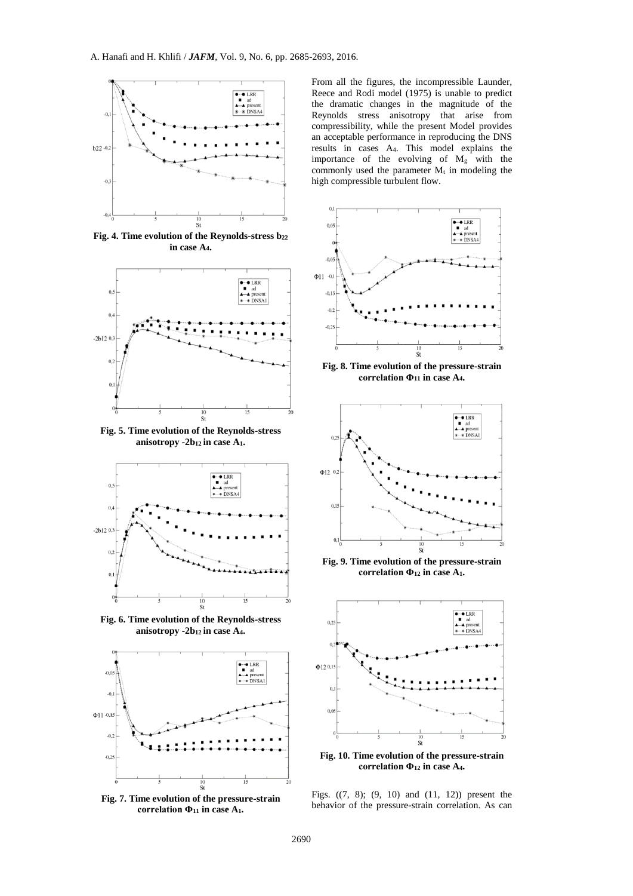Fig. 4. Time evolution of the Reynolds-stress $b_{22}$ in case $A_4$.

Fig. 5. Time evolution of the Reynolds-stress anisotropy $-2b_{12}$ in case $A_1$.

Fig. 6. Time evolution of the Reynolds-stress anisotropy $-2b_{12}$ in case $A_4$.

Fig. 7. Time evolution of the pressure-strain correlation $\Phi_{11}$ in case $A_1$.

From all the figures, the incompressible Launder, Reece and Rodi model (1975) is unable to predict the dramatic changes in the magnitude of the Reynolds stress anisotropy that arise from compressibility, while the present Model provides an acceptable performance in reproducing the DNS results in cases $A_4$. This model explains the importance of the evolving of $M_g$ with the commonly used the parameter $M_t$ in modeling the high compressible turbulent flow.

Fig. 8. Time evolution of the pressure-strain correlation $\Phi_{11}$ in case $A_4$.

Fig. 9. Time evolution of the pressure-strain correlation $\Phi_{12}$ in case $A_1$.

Fig. 10. Time evolution of the pressure-strain correlation $\Phi_{12}$ in case $A_4$.

Figs. ((7, 8); (9, 10) and (11, 12)) present the behavior of the pressure-strain correlation. As can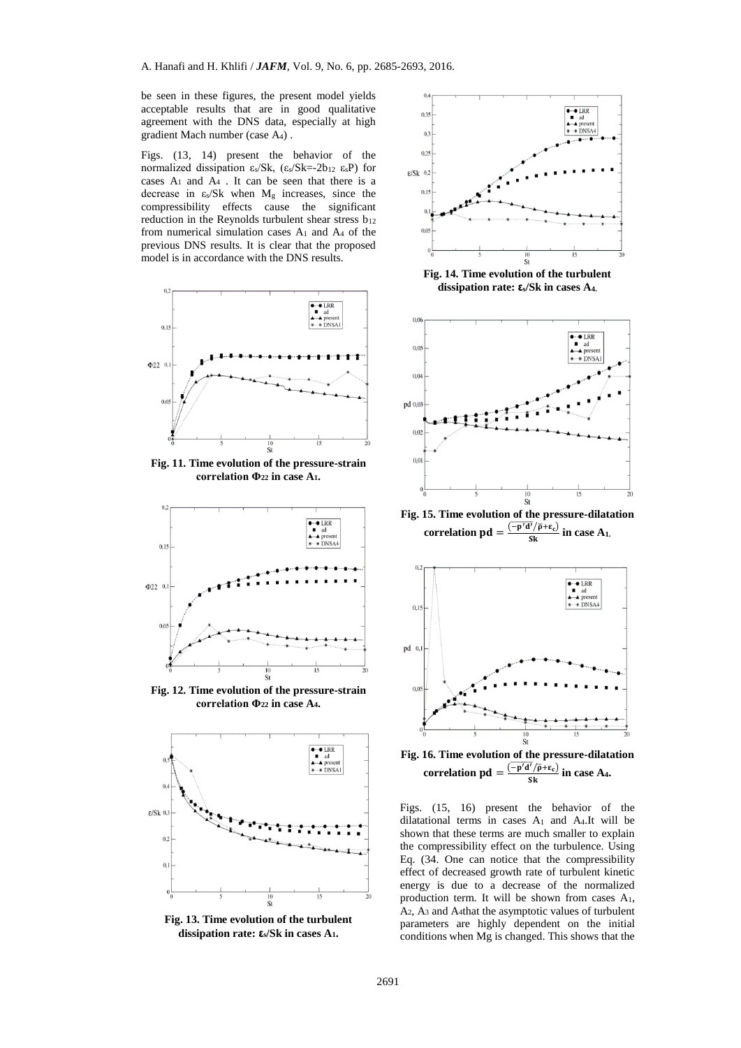be seen in these figures, the present model yields acceptable results that are in good qualitative agreement with the DNS data, especially at high gradient Mach number (case $A_4$) .

Figs. (13, 14) present the behavior of the normalized dissipation $\varepsilon_s/Sk$, ($\varepsilon_s/Sk=-2b_{12}\ \varepsilon_sP$) for cases $A_1$ and $A_4$ . It can be seen that there is a decrease in $\varepsilon_s/Sk$ when $M_g$ increases, since the compressibility effects cause the significant reduction in the Reynolds turbulent shear stress $b_{12}$ from numerical simulation cases $A_1$ and $A_4$ of the previous DNS results. It is clear that the proposed model is in accordance with the DNS results.

**Fig. 11. Time evolution of the pressure-strain correlation $\Phi_{22}$ in case $A_1$.**

**Fig. 12. Time evolution of the pressure-strain correlation $\Phi_{22}$ in case $A_4$.**

**Fig. 13. Time evolution of the turbulent dissipation rate: $\varepsilon_s/Sk$ in cases $A_1$.**

**Fig. 14. Time evolution of the turbulent dissipation rate: $\varepsilon_s/Sk$ in cases $A_4$.**

**Fig. 15. Time evolution of the pressure-dilatation correlation $pd = \frac{(\overline{-p'd'}/\bar{\rho}+\varepsilon_c)}{Sk}$ in case $A_1$.**

**Fig. 16. Time evolution of the pressure-dilatation correlation $pd = \frac{(\overline{-p'd'}/\bar{\rho}+\varepsilon_c)}{Sk}$ in case $A_4$.**

Figs. (15, 16) present the behavior of the dilatational terms in cases $A_1$ and $A_4$.It will be shown that these terms are much smaller to explain the compressibility effect on the turbulence. Using Eq. (34. One can notice that the compressibility effect of decreased growth rate of turbulent kinetic energy is due to a decrease of the normalized production term. It will be shown from cases $A_1$, $A_2$, $A_3$ and $A_4$that the asymptotic values of turbulent parameters are highly dependent on the initial conditions when Mg is changed. This shows that the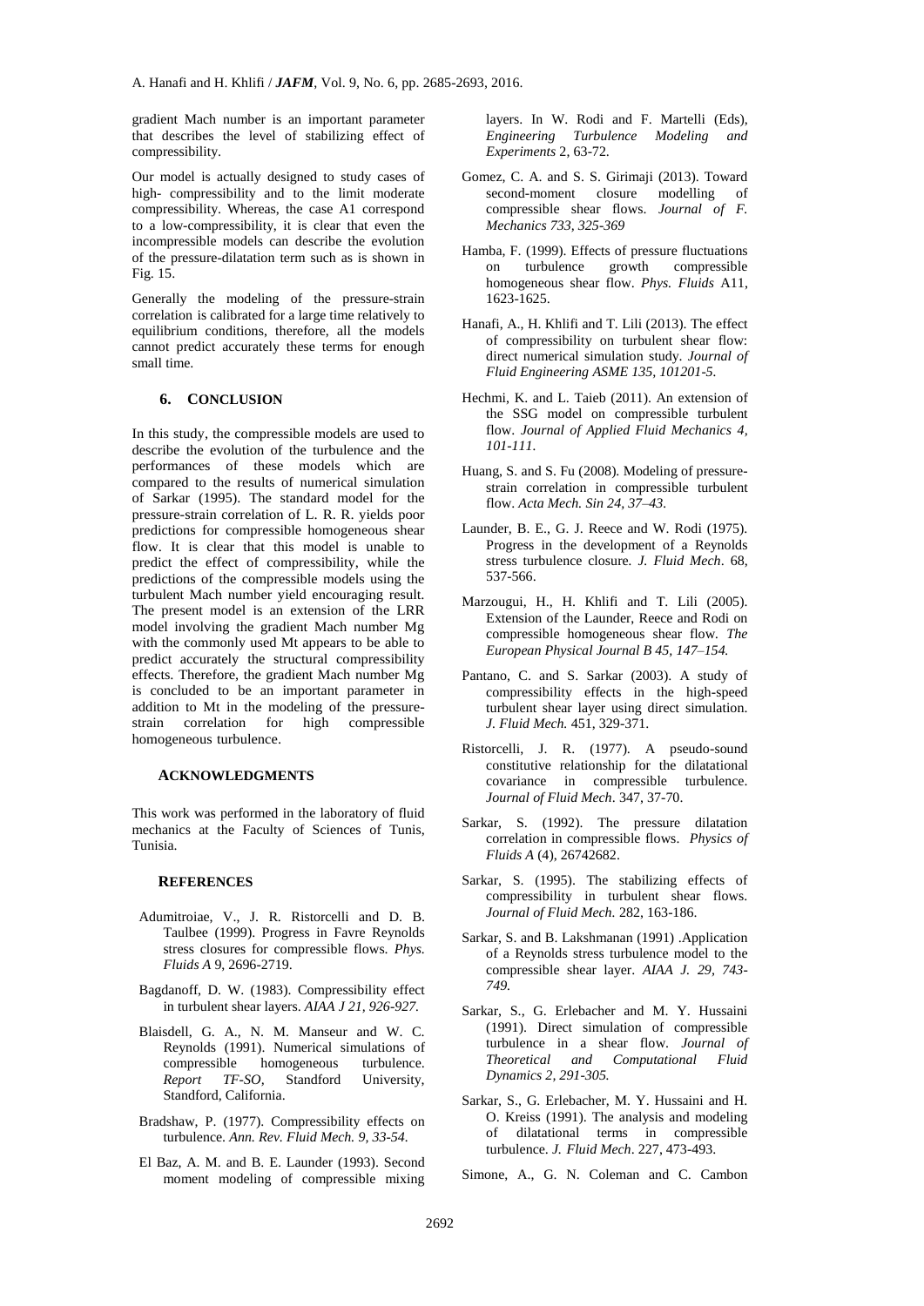gradient Mach number is an important parameter that describes the level of stabilizing effect of compressibility.

Our model is actually designed to study cases of high- compressibility and to the limit moderate compressibility. Whereas, the case A1 correspond to a low-compressibility, it is clear that even the incompressible models can describe the evolution of the pressure-dilatation term such as is shown in Fig. 15.

Generally the modeling of the pressure-strain correlation is calibrated for a large time relatively to equilibrium conditions, therefore, all the models cannot predict accurately these terms for enough small time.

## 6. CONCLUSION

In this study, the compressible models are used to describe the evolution of the turbulence and the performances of these models which are compared to the results of numerical simulation of Sarkar (1995). The standard model for the pressure-strain correlation of L. R. R. yields poor predictions for compressible homogeneous shear flow. It is clear that this model is unable to predict the effect of compressibility, while the predictions of the compressible models using the turbulent Mach number yield encouraging result. The present model is an extension of the LRR model involving the gradient Mach number Mg with the commonly used Mt appears to be able to predict accurately the structural compressibility effects. Therefore, the gradient Mach number Mg is concluded to be an important parameter in addition to Mt in the modeling of the pressure-strain correlation for high compressible homogeneous turbulence.

## ACKNOWLEDGMENTS

This work was performed in the laboratory of fluid mechanics at the Faculty of Sciences of Tunis, Tunisia.

## REFERENCES

Adumitroiae, V., J. R. Ristorcelli and D. B. Taulbee (1999). Progress in Favre Reynolds stress closures for compressible flows. *Phys. Fluids A* 9, 2696-2719.

Bagdanoff, D. W. (1983). Compressibility effect in turbulent shear layers. *AIAA J 21, 926-927.*

Blaisdell, G. A., N. M. Manseur and W. C. Reynolds (1991). Numerical simulations of compressible homogeneous turbulence. *Report TF-SO,* Standford University, Standford, California.

Bradshaw, P. (1977). Compressibility effects on turbulence. *Ann. Rev. Fluid Mech. 9, 33-54.*

El Baz, A. M. and B. E. Launder (1993). Second moment modeling of compressible mixing layers. In W. Rodi and F. Martelli (Eds), *Engineering Turbulence Modeling and Experiments* 2, 63-72.

Gomez, C. A. and S. S. Girimaji (2013). Toward second-moment closure modelling of compressible shear flows. *Journal of F. Mechanics 733, 325-369*

Hamba, F. (1999). Effects of pressure fluctuations on turbulence growth compressible homogeneous shear flow. *Phys. Fluids* A11, 1623-1625.

Hanafi, A., H. Khlifi and T. Lili (2013). The effect of compressibility on turbulent shear flow: direct numerical simulation study. *Journal of Fluid Engineering ASME 135, 101201-5.*

Hechmi, K. and L. Taieb (2011). An extension of the SSG model on compressible turbulent flow. *Journal of Applied Fluid Mechanics 4, 101-111.*

Huang, S. and S. Fu (2008). Modeling of pressure-strain correlation in compressible turbulent flow. *Acta Mech. Sin 24, 37–43.*

Launder, B. E., G. J. Reece and W. Rodi (1975). Progress in the development of a Reynolds stress turbulence closure. *J. Fluid Mech*. 68, 537-566.

Marzougui, H., H. Khlifi and T. Lili (2005). Extension of the Launder, Reece and Rodi on compressible homogeneous shear flow. *The European Physical Journal B 45, 147–154.*

Pantano, C. and S. Sarkar (2003). A study of compressibility effects in the high-speed turbulent shear layer using direct simulation. *J. Fluid Mech.* 451, 329-371.

Ristorcelli, J. R. (1977). A pseudo-sound constitutive relationship for the dilatational covariance in compressible turbulence. *Journal of Fluid Mech*. 347, 37-70.

Sarkar, S. (1992). The pressure dilatation correlation in compressible flows. *Physics of Fluids A* (4), 26742682.

Sarkar, S. (1995). The stabilizing effects of compressibility in turbulent shear flows. *Journal of Fluid Mech.* 282, 163-186.

Sarkar, S. and B. Lakshmanan (1991) .Application of a Reynolds stress turbulence model to the compressible shear layer. *AIAA J. 29, 743-749.*

Sarkar, S., G. Erlebacher and M. Y. Hussaini (1991). Direct simulation of compressible turbulence in a shear flow. *Journal of Theoretical and Computational Fluid Dynamics 2, 291-305.*

Sarkar, S., G. Erlebacher, M. Y. Hussaini and H. O. Kreiss (1991). The analysis and modeling of dilatational terms in compressible turbulence. *J. Fluid Mech*. 227, 473-493.

Simone, A., G. N. Coleman and C. Cambon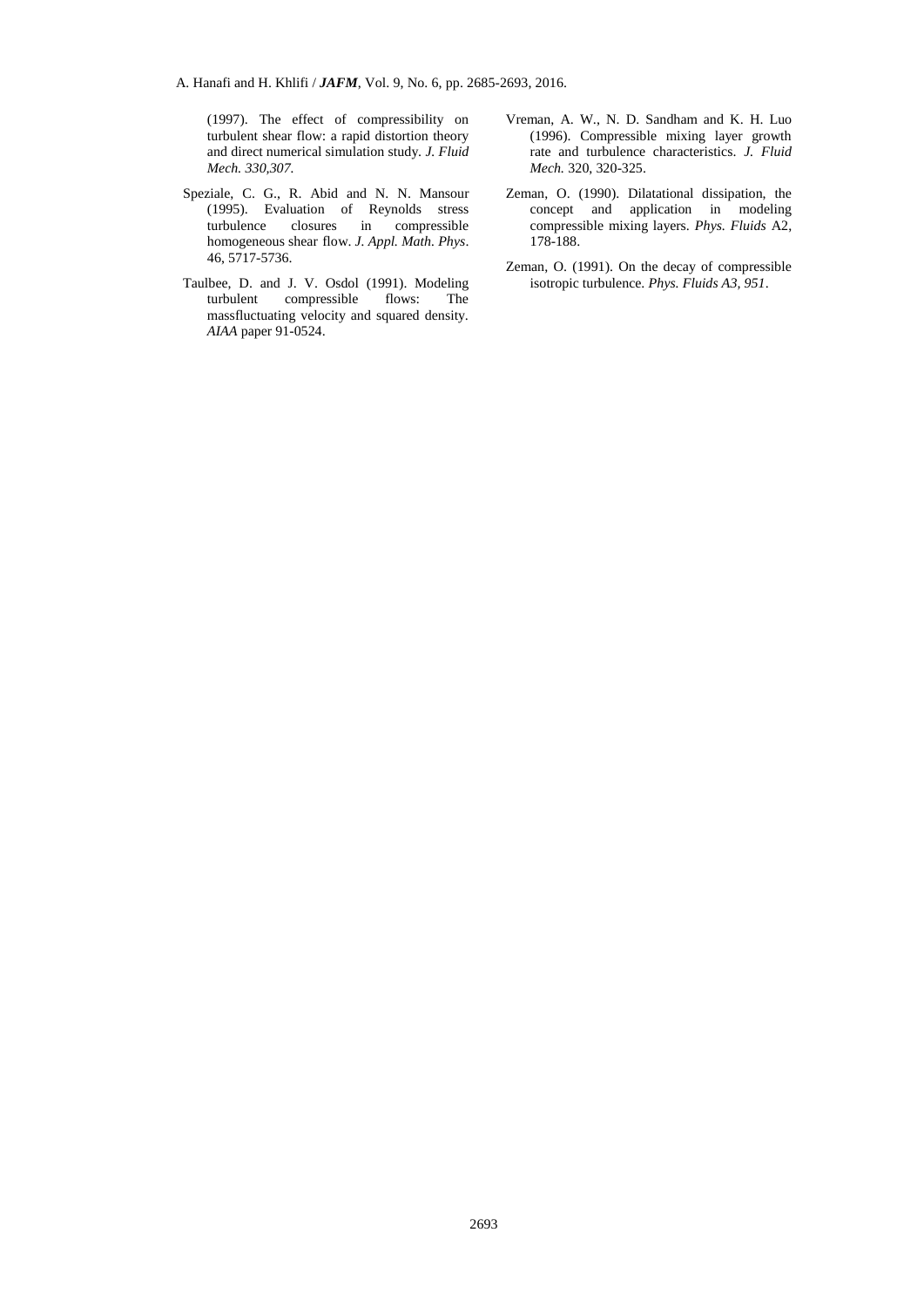(1997). The effect of compressibility on turbulent shear flow: a rapid distortion theory and direct numerical simulation study. *J. Fluid Mech. 330,307.*

Speziale, C. G., R. Abid and N. N. Mansour (1995). Evaluation of Reynolds stress turbulence closures in compressible homogeneous shear flow. *J. Appl. Math. Phys*. 46, 5717-5736.

Taulbee, D. and J. V. Osdol (1991). Modeling turbulent compressible flows: The massfluctuating velocity and squared density. *AIAA* paper 91-0524.

Vreman, A. W., N. D. Sandham and K. H. Luo (1996). Compressible mixing layer growth rate and turbulence characteristics. *J. Fluid Mech.* 320, 320-325.

Zeman, O. (1990). Dilatational dissipation, the concept and application in modeling compressible mixing layers. *Phys. Fluids* A2, 178-188.

Zeman, O. (1991). On the decay of compressible isotropic turbulence. *Phys. Fluids A3, 951*.